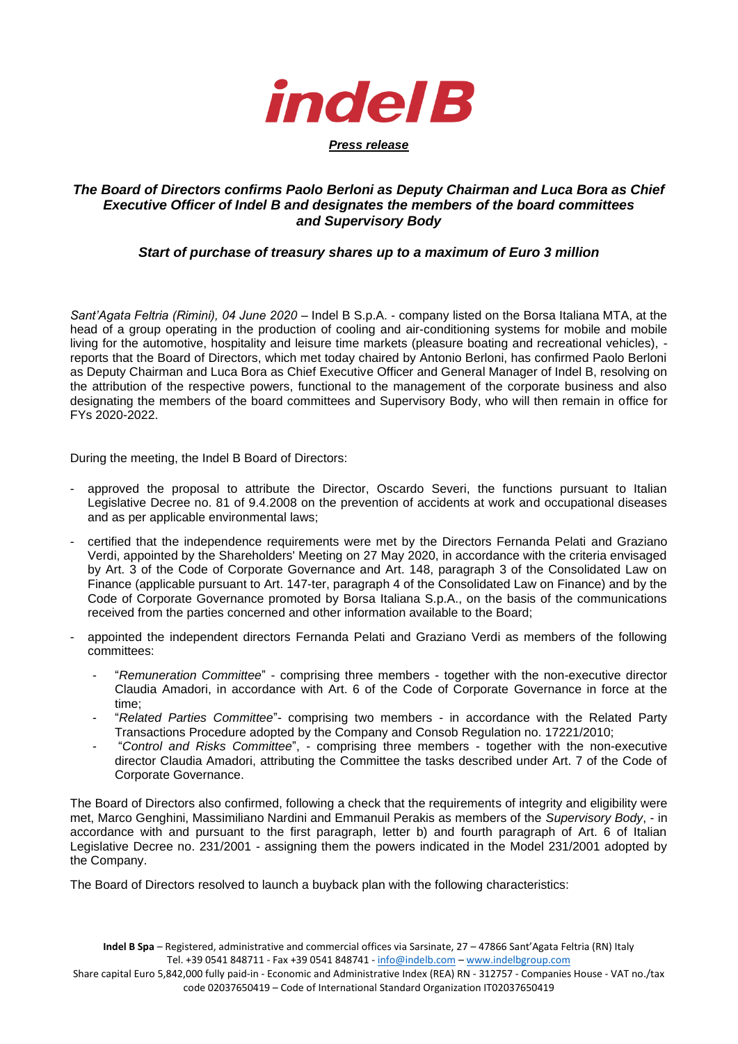**indel B**

***Press release***

### *The Board of Directors confirms Paolo Berloni as Deputy Chairman and Luca Bora as Chief Executive Officer of Indel B and designates the members of the board committees and Supervisory Body*

### *Start of purchase of treasury shares up to a maximum of Euro 3 million*

*Sant'Agata Feltria (Rimini), 04 June 2020* – Indel B S.p.A. - company listed on the Borsa Italiana MTA, at the head of a group operating in the production of cooling and air-conditioning systems for mobile and mobile living for the automotive, hospitality and leisure time markets (pleasure boating and recreational vehicles), - reports that the Board of Directors, which met today chaired by Antonio Berloni, has confirmed Paolo Berloni as Deputy Chairman and Luca Bora as Chief Executive Officer and General Manager of Indel B, resolving on the attribution of the respective powers, functional to the management of the corporate business and also designating the members of the board committees and Supervisory Body, who will then remain in office for FYs 2020-2022.

During the meeting, the Indel B Board of Directors:

- approved the proposal to attribute the Director, Oscardo Severi, the functions pursuant to Italian Legislative Decree no. 81 of 9.4.2008 on the prevention of accidents at work and occupational diseases and as per applicable environmental laws;
- certified that the independence requirements were met by the Directors Fernanda Pelati and Graziano Verdi, appointed by the Shareholders' Meeting on 27 May 2020, in accordance with the criteria envisaged by Art. 3 of the Code of Corporate Governance and Art. 148, paragraph 3 of the Consolidated Law on Finance (applicable pursuant to Art. 147-ter, paragraph 4 of the Consolidated Law on Finance) and by the Code of Corporate Governance promoted by Borsa Italiana S.p.A., on the basis of the communications received from the parties concerned and other information available to the Board;
- appointed the independent directors Fernanda Pelati and Graziano Verdi as members of the following committees:
    - "*Remuneration Committee*" - comprising three members - together with the non-executive director Claudia Amadori, in accordance with Art. 6 of the Code of Corporate Governance in force at the time;
    - "*Related Parties Committee*"- comprising two members - in accordance with the Related Party Transactions Procedure adopted by the Company and Consob Regulation no. 17221/2010;
    - "*Control and Risks Committee*", - comprising three members - together with the non-executive director Claudia Amadori, attributing the Committee the tasks described under Art. 7 of the Code of Corporate Governance.

The Board of Directors also confirmed, following a check that the requirements of integrity and eligibility were met, Marco Genghini, Massimiliano Nardini and Emmanuil Perakis as members of the *Supervisory Body*, - in accordance with and pursuant to the first paragraph, letter b) and fourth paragraph of Art. 6 of Italian Legislative Decree no. 231/2001 - assigning them the powers indicated in the Model 231/2001 adopted by the Company.

The Board of Directors resolved to launch a buyback plan with the following characteristics:

**Indel B Spa** – Registered, administrative and commercial offices via Sarsinate, 27 – 47866 Sant'Agata Feltria (RN) Italy
Tel. +39 0541 848711 - Fax +39 0541 848741 - info@indelb.com – www.indelbgroup.com
Share capital Euro 5,842,000 fully paid-in - Economic and Administrative Index (REA) RN - 312757 - Companies House - VAT no./tax code 02037650419 – Code of International Standard Organization IT02037650419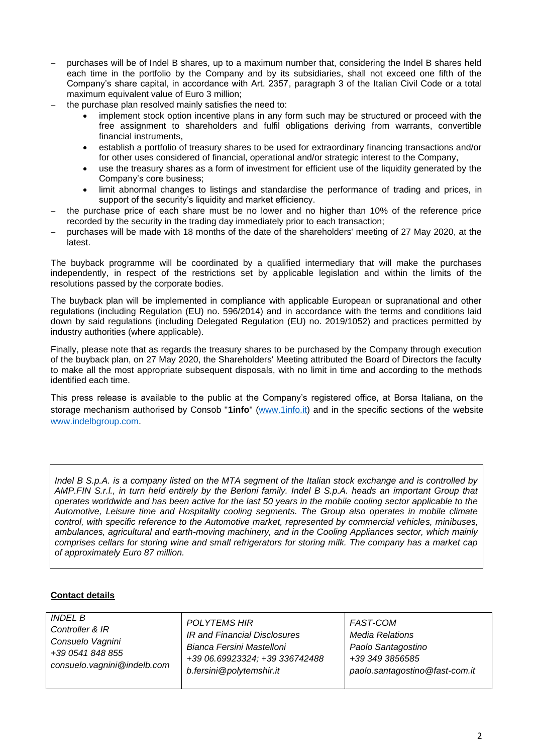- purchases will be of Indel B shares, up to a maximum number that, considering the Indel B shares held each time in the portfolio by the Company and by its subsidiaries, shall not exceed one fifth of the Company's share capital, in accordance with Art. 2357, paragraph 3 of the Italian Civil Code or a total maximum equivalent value of Euro 3 million;
- the purchase plan resolved mainly satisfies the need to:
  - implement stock option incentive plans in any form such may be structured or proceed with the free assignment to shareholders and fulfil obligations deriving from warrants, convertible financial instruments,
  - establish a portfolio of treasury shares to be used for extraordinary financing transactions and/or for other uses considered of financial, operational and/or strategic interest to the Company,
  - use the treasury shares as a form of investment for efficient use of the liquidity generated by the Company's core business;
  - limit abnormal changes to listings and standardise the performance of trading and prices, in support of the security's liquidity and market efficiency.
- the purchase price of each share must be no lower and no higher than 10% of the reference price recorded by the security in the trading day immediately prior to each transaction;
- purchases will be made with 18 months of the date of the shareholders' meeting of 27 May 2020, at the latest.

The buyback programme will be coordinated by a qualified intermediary that will make the purchases independently, in respect of the restrictions set by applicable legislation and within the limits of the resolutions passed by the corporate bodies.

The buyback plan will be implemented in compliance with applicable European or supranational and other regulations (including Regulation (EU) no. 596/2014) and in accordance with the terms and conditions laid down by said regulations (including Delegated Regulation (EU) no. 2019/1052) and practices permitted by industry authorities (where applicable).

Finally, please note that as regards the treasury shares to be purchased by the Company through execution of the buyback plan, on 27 May 2020, the Shareholders' Meeting attributed the Board of Directors the faculty to make all the most appropriate subsequent disposals, with no limit in time and according to the methods identified each time.

This press release is available to the public at the Company's registered office, at Borsa Italiana, on the storage mechanism authorised by Consob "**1info**" (www.1info.it) and in the specific sections of the website www.indelbgroup.com.

*Indel B S.p.A. is a company listed on the MTA segment of the Italian stock exchange and is controlled by AMP.FIN S.r.l., in turn held entirely by the Berloni family. Indel B S.p.A. heads an important Group that operates worldwide and has been active for the last 50 years in the mobile cooling sector applicable to the Automotive, Leisure time and Hospitality cooling segments. The Group also operates in mobile climate control, with specific reference to the Automotive market, represented by commercial vehicles, minibuses, ambulances, agricultural and earth-moving machinery, and in the Cooling Appliances sector, which mainly comprises cellars for storing wine and small refrigerators for storing milk. The company has a market cap of approximately Euro 87 million.*

**Contact details**

| | | |
|---|---|---|
| *INDEL B*<br>*Controller & IR*<br>*Consuelo Vagnini*<br>*+39 0541 848 855*<br>*consuelo.vagnini@indelb.com* | *POLYTEMS HIR*<br>*IR and Financial Disclosures*<br>*Bianca Fersini Mastelloni*<br>*+39 06.69923324; +39 336742488*<br>*b.fersini@polytemshir.it* | *FAST-COM*<br>*Media Relations*<br>*Paolo Santagostino*<br>*+39 349 3856585*<br>*paolo.santagostino@fast-com.it* |